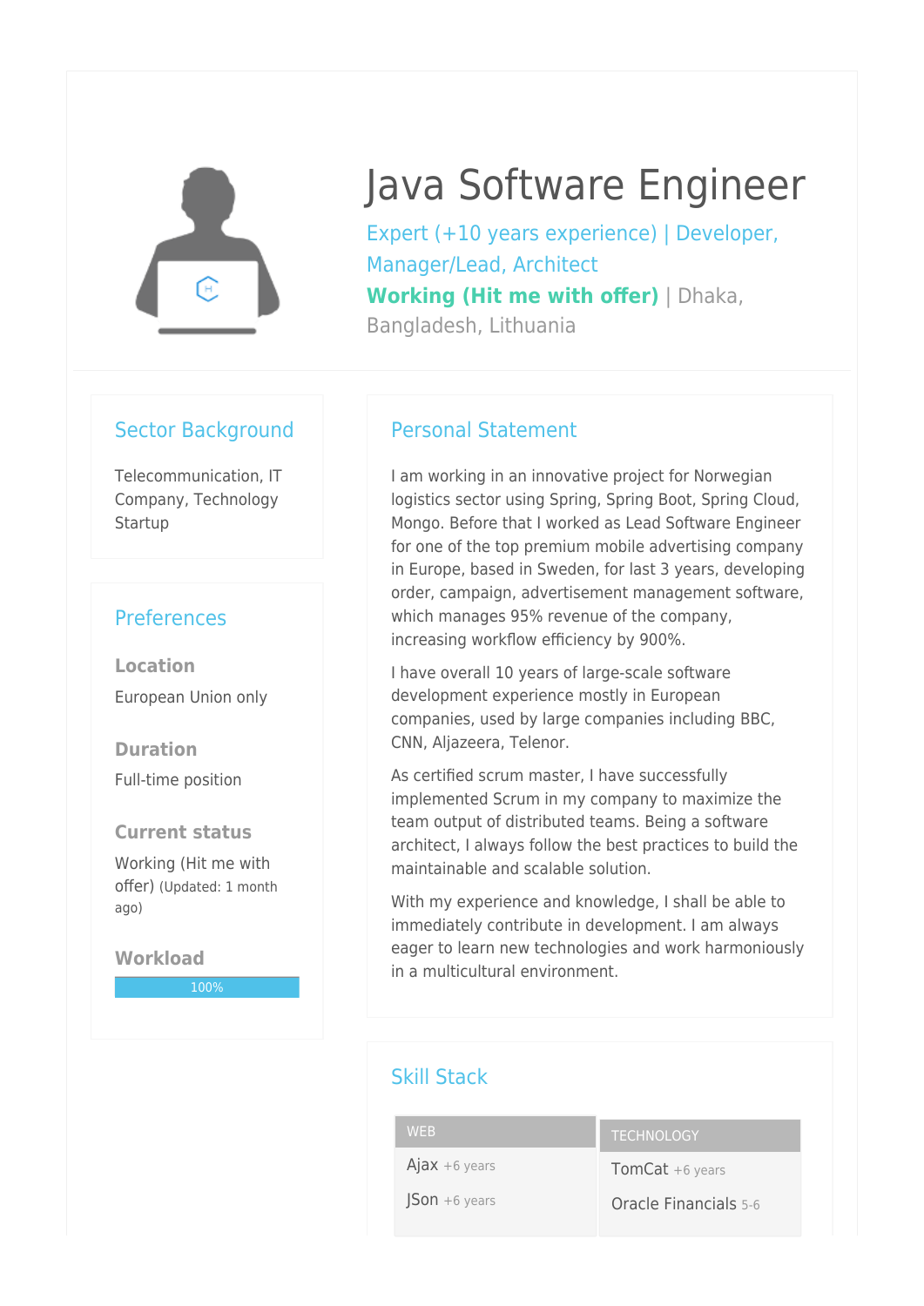# Java Software Engineer

Expert (+10 years experience) | Developer, Manager/Lead, Architect

**Working (Hit me with offer)** | Dhaka, Bangladesh, Lithuania

## Sector Background

Telecommunication, IT Company, Technology Startup

## Preferences

### Location

European Union only

### Duration

Full-time position

### Current status

Working (Hit me with offer) (Updated: 1 month ago)

### Workload

100%

## Personal Statement

I am working in an innovative project for Norwegian logistics sector using Spring, Spring Boot, Spring Cloud, Mongo. Before that I worked as Lead Software Engineer for one of the top premium mobile advertising company in Europe, based in Sweden, for last 3 years, developing order, campaign, advertisement management software, which manages 95% revenue of the company, increasing workflow efficiency by 900%.

I have overall 10 years of large-scale software development experience mostly in European companies, used by large companies including BBC, CNN, Aljazeera, Telenor.

As certified scrum master, I have successfully implemented Scrum in my company to maximize the team output of distributed teams. Being a software architect, I always follow the best practices to build the maintainable and scalable solution.

With my experience and knowledge, I shall be able to immediately contribute in development. I am always eager to learn new technologies and work harmoniously in a multicultural environment.

## Skill Stack

| WEB | TECHNOLOGY |
|---|---|
| Ajax +6 years | TomCat +6 years |
| JSon +6 years | Oracle Financials 5-6 |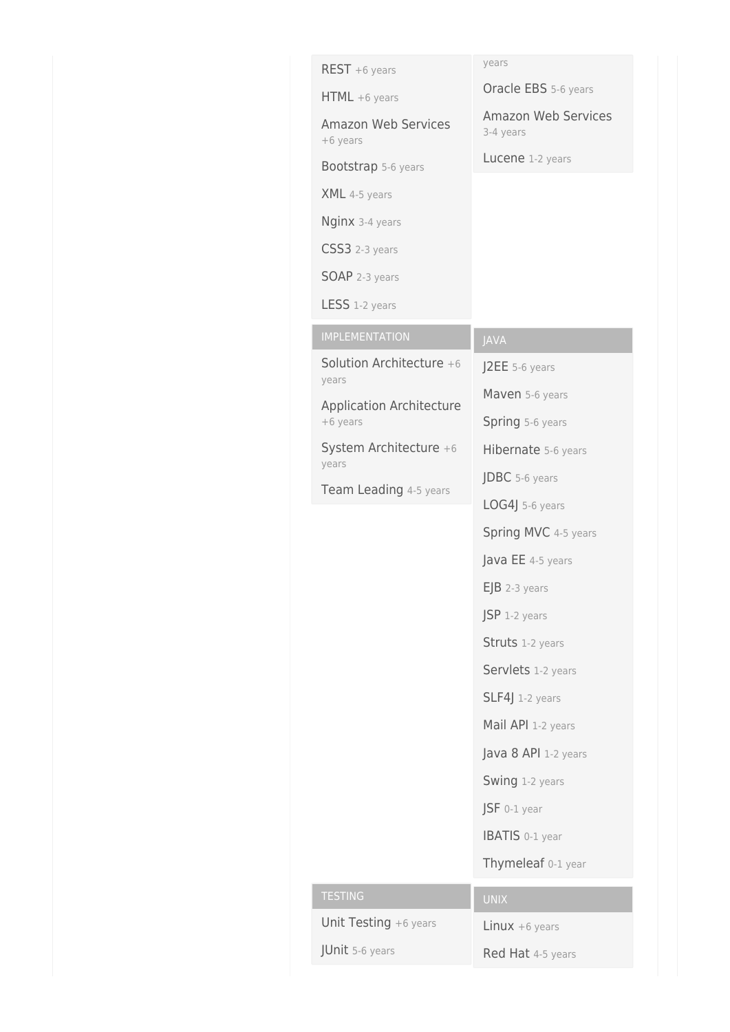REST +6 years

HTML +6 years

Amazon Web Services +6 years

Bootstrap 5-6 years

XML 4-5 years

Nginx 3-4 years

CSS3 2-3 years

SOAP 2-3 years

LESS 1-2 years

years

Oracle EBS 5-6 years

Amazon Web Services 3-4 years

Lucene 1-2 years

## IMPLEMENTATION

Solution Architecture +6 years

Application Architecture +6 years

System Architecture +6 years

Team Leading 4-5 years

## JAVA

J2EE 5-6 years

Maven 5-6 years

Spring 5-6 years

Hibernate 5-6 years

JDBC 5-6 years

LOG4J 5-6 years

Spring MVC 4-5 years

Java EE 4-5 years

EJB 2-3 years

JSP 1-2 years

Struts 1-2 years

Servlets 1-2 years

SLF4J 1-2 years

Mail API 1-2 years

Java 8 API 1-2 years

Swing 1-2 years

JSF 0-1 year

IBATIS 0-1 year

Thymeleaf 0-1 year

## TESTING

Unit Testing +6 years

JUnit 5-6 years

## UNIX

Linux +6 years

Red Hat 4-5 years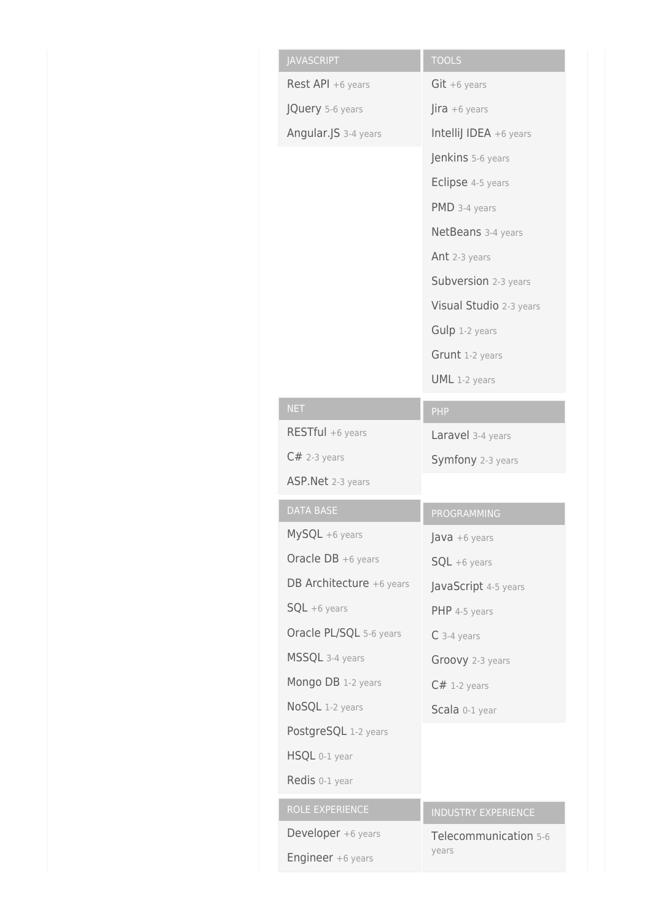## JAVASCRIPT

- Rest API +6 years
- JQuery 5-6 years
- Angular.JS 3-4 years

## TOOLS

- Git +6 years
- Jira +6 years
- IntelliJ IDEA +6 years
- Jenkins 5-6 years
- Eclipse 4-5 years
- PMD 3-4 years
- NetBeans 3-4 years
- Ant 2-3 years
- Subversion 2-3 years
- Visual Studio 2-3 years
- Gulp 1-2 years
- Grunt 1-2 years
- UML 1-2 years

## NET

- RESTful +6 years
- C# 2-3 years
- ASP.Net 2-3 years

## PHP

- Laravel 3-4 years
- Symfony 2-3 years

## DATA BASE

- MySQL +6 years
- Oracle DB +6 years
- DB Architecture +6 years
- SQL +6 years
- Oracle PL/SQL 5-6 years
- MSSQL 3-4 years
- Mongo DB 1-2 years
- NoSQL 1-2 years
- PostgreSQL 1-2 years
- HSQL 0-1 year
- Redis 0-1 year

## PROGRAMMING

- Java +6 years
- SQL +6 years
- JavaScript 4-5 years
- PHP 4-5 years
- C 3-4 years
- Groovy 2-3 years
- C# 1-2 years
- Scala 0-1 year

## ROLE EXPERIENCE

- Developer +6 years
- Engineer +6 years

## INDUSTRY EXPERIENCE

- Telecommunication 5-6 years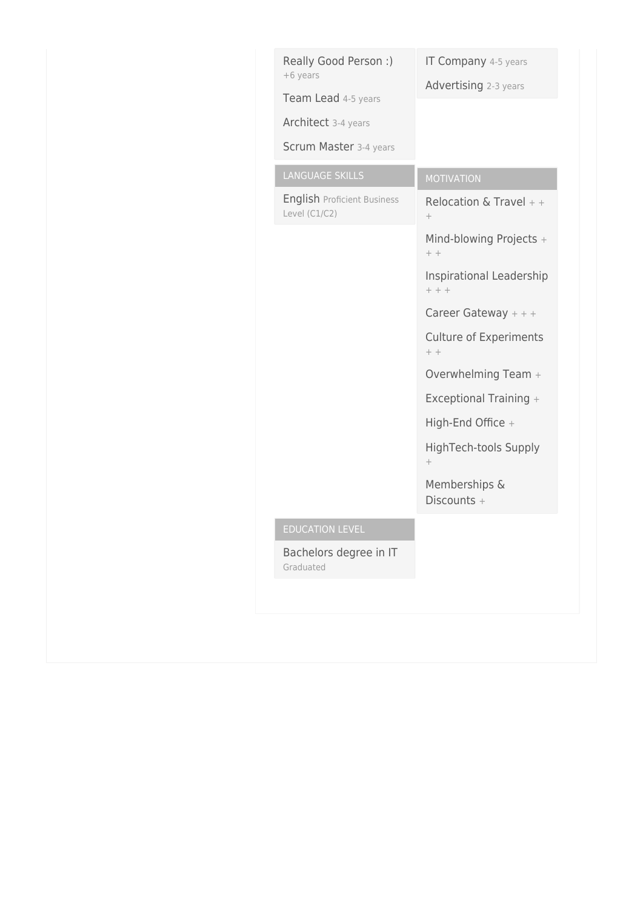Really Good Person :) +6 years

Team Lead 4-5 years

Architect 3-4 years

Scrum Master 3-4 years

IT Company 4-5 years

Advertising 2-3 years

## LANGUAGE SKILLS

English Proficient Business Level (C1/C2)

## MOTIVATION

- Relocation & Travel + + +
- Mind-blowing Projects + + +
- Inspirational Leadership + + +
- Career Gateway + + +
- Culture of Experiments + +
- Overwhelming Team +
- Exceptional Training +
- High-End Office +
- HighTech-tools Supply +
- Memberships & Discounts +

## EDUCATION LEVEL

Bachelors degree in IT
Graduated